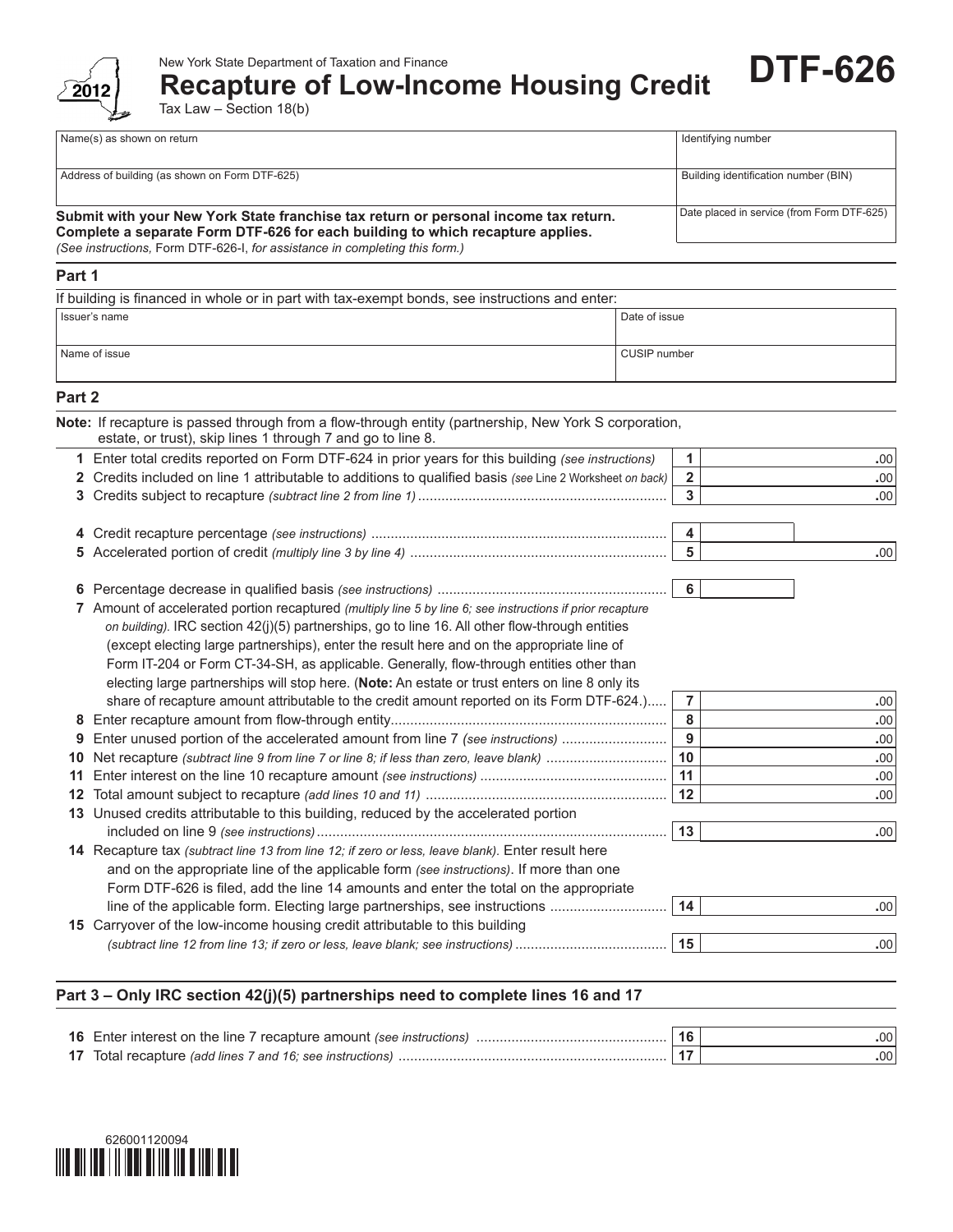New York State Department of Taxation and Finance

# Recapture of Low-Income Housing Credit

# DTF-626

2012

Tax Law – Section 18(b)

| Name(s) as shown on return | Identifying number |
|---|---|
| Address of building (as shown on Form DTF-625) | Building identification number (BIN) |
| | Date placed in service (from Form DTF-625) |

**Submit with your New York State franchise tax return or personal income tax return. Complete a separate Form DTF-626 for each building to which recapture applies.**
*(See instructions,* Form DTF-626-I, *for assistance in completing this form.)*

## Part 1

If building is financed in whole or in part with tax-exempt bonds, see instructions and enter:

| Issuer's name | Date of issue |
|---|---|
| Name of issue | CUSIP number |

## Part 2

**Note:** If recapture is passed through from a flow-through entity (partnership, New York S corporation, estate, or trust), skip lines 1 through 7 and go to line 8.

| Line | Description | No. | Amount |
|---|---|---|---|
| 1 | Enter total credits reported on Form DTF-624 in prior years for this building *(see instructions)* | 1 | .00 |
| 2 | Credits included on line 1 attributable to additions to qualified basis *(see Line 2 Worksheet on back)* | 2 | .00 |
| 3 | Credits subject to recapture *(subtract line 2 from line 1)* | 3 | .00 |
| 4 | Credit recapture percentage *(see instructions)* | 4 | |
| 5 | Accelerated portion of credit *(multiply line 3 by line 4)* | 5 | .00 |
| 6 | Percentage decrease in qualified basis *(see instructions)* | 6 | |
| 7 | Amount of accelerated portion recaptured *(multiply line 5 by line 6; see instructions if prior recapture on building).* IRC section 42(j)(5) partnerships, go to line 16. All other flow-through entities (except electing large partnerships), enter the result here and on the appropriate line of Form IT-204 or Form CT-34-SH, as applicable. Generally, flow-through entities other than electing large partnerships will stop here. (**Note:** An estate or trust enters on line 8 only its share of recapture amount attributable to the credit amount reported on its Form DTF-624.) | 7 | .00 |
| 8 | Enter recapture amount from flow-through entity | 8 | .00 |
| 9 | Enter unused portion of the accelerated amount from line 7 *(see instructions)* | 9 | .00 |
| 10 | Net recapture *(subtract line 9 from line 7 or line 8; if less than zero, leave blank)* | 10 | .00 |
| 11 | Enter interest on the line 10 recapture amount *(see instructions)* | 11 | .00 |
| 12 | Total amount subject to recapture *(add lines 10 and 11)* | 12 | .00 |
| 13 | Unused credits attributable to this building, reduced by the accelerated portion included on line 9 *(see instructions)* | 13 | .00 |
| 14 | Recapture tax *(subtract line 13 from line 12; if zero or less, leave blank).* Enter result here and on the appropriate line of the applicable form *(see instructions)*. If more than one Form DTF-626 is filed, add the line 14 amounts and enter the total on the appropriate line of the applicable form. Electing large partnerships, see instructions | 14 | .00 |
| 15 | Carryover of the low-income housing credit attributable to this building *(subtract line 12 from line 13; if zero or less, leave blank; see instructions)* | 15 | .00 |

## Part 3 – Only IRC section 42(j)(5) partnerships need to complete lines 16 and 17

| Line | Description | No. | Amount |
|---|---|---|---|
| 16 | Enter interest on the line 7 recapture amount *(see instructions)* | 16 | .00 |
| 17 | Total recapture *(add lines 7 and 16; see instructions)* | 17 | .00 |

626001120094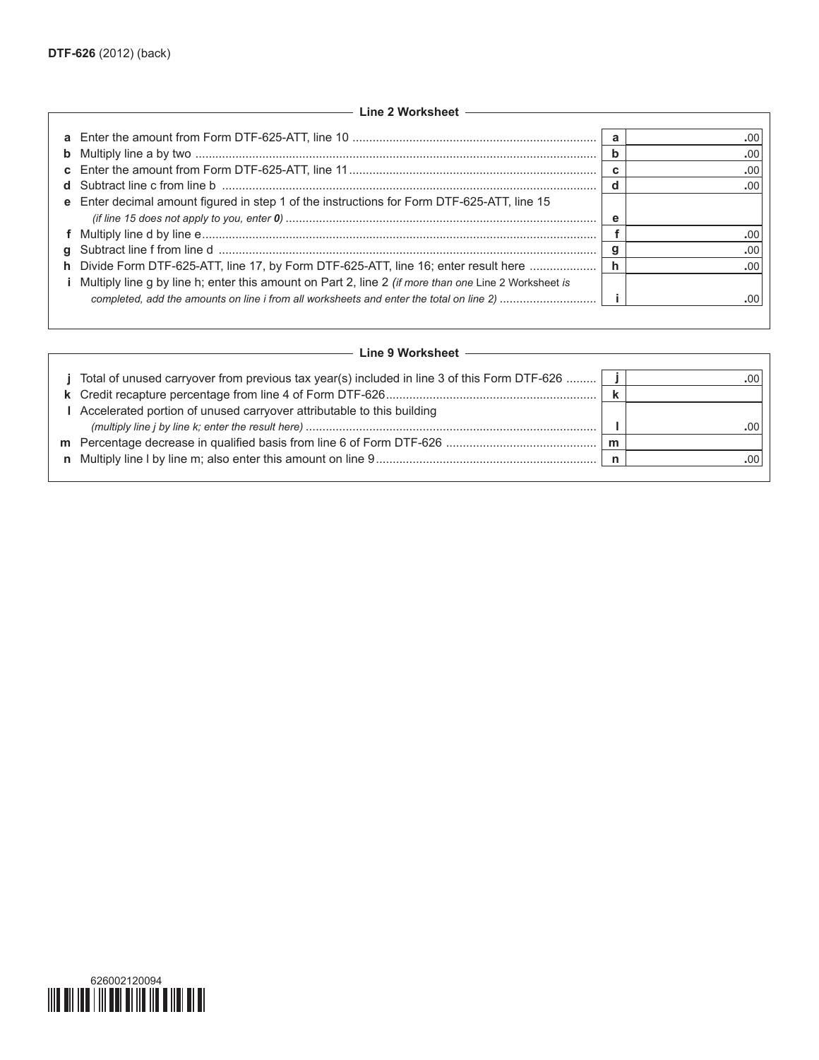## Line 2 Worksheet

| | | | |
|---|---|---|---|
| **a** | Enter the amount from Form DTF-625-ATT, line 10 | **a** | .00 |
| **b** | Multiply line a by two | **b** | .00 |
| **c** | Enter the amount from Form DTF-625-ATT, line 11 | **c** | .00 |
| **d** | Subtract line c from line b | **d** | .00 |
| **e** | Enter decimal amount figured in step 1 of the instructions for Form DTF-625-ATT, line 15 *(if line 15 does not apply to you, enter **0**)* | **e** | |
| **f** | Multiply line d by line e | **f** | .00 |
| **g** | Subtract line f from line d | **g** | .00 |
| **h** | Divide Form DTF-625-ATT, line 17, by Form DTF-625-ATT, line 16; enter result here | **h** | .00 |
| **i** | Multiply line g by line h; enter this amount on Part 2, line 2 *(if more than one Line 2 Worksheet is completed, add the amounts on line i from all worksheets and enter the total on line 2)* | **i** | .00 |

## Line 9 Worksheet

| | | | |
|---|---|---|---|
| **j** | Total of unused carryover from previous tax year(s) included in line 3 of this Form DTF-626 | **j** | .00 |
| **k** | Credit recapture percentage from line 4 of Form DTF-626 | **k** | |
| **l** | Accelerated portion of unused carryover attributable to this building *(multiply line j by line k; enter the result here)* | **l** | .00 |
| **m** | Percentage decrease in qualified basis from line 6 of Form DTF-626 | **m** | |
| **n** | Multiply line l by line m; also enter this amount on line 9 | **n** | .00 |

626002120094